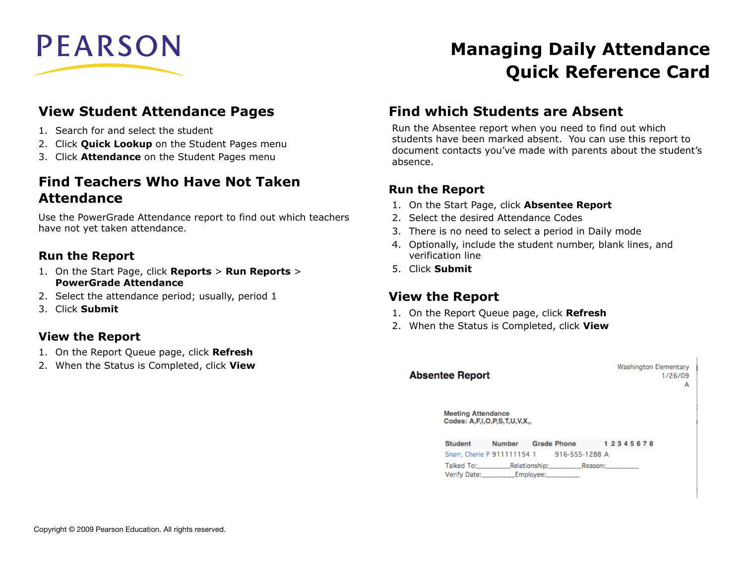PEARSON

# Managing Daily Attendance Quick Reference Card

## View Student Attendance Pages

1. Search for and select the student
2. Click **Quick Lookup** on the Student Pages menu
3. Click **Attendance** on the Student Pages menu

## Find Teachers Who Have Not Taken Attendance

Use the PowerGrade Attendance report to find out which teachers have not yet taken attendance.

### Run the Report

1. On the Start Page, click **Reports** > **Run Reports** > **PowerGrade Attendance**
2. Select the attendance period; usually, period 1
3. Click **Submit**

### View the Report

1. On the Report Queue page, click **Refresh**
2. When the Status is Completed, click **View**

## Find which Students are Absent

Run the Absentee report when you need to find out which students have been marked absent. You can use this report to document contacts you've made with parents about the student's absence.

### Run the Report

1. On the Start Page, click **Absentee Report**
2. Select the desired Attendance Codes
3. There is no need to select a period in Daily mode
4. Optionally, include the student number, blank lines, and verification line
5. Click **Submit**

### View the Report

1. On the Report Queue page, click **Refresh**
2. When the Status is Completed, click **View**

**Absentee Report**

Washington Elementary
1/26/09
A

**Meeting Attendance**
**Codes: A,F,I,O,P,S,T,U,V,X,,**

| Student | Number | Grade | Phone | 1 2 3 4 5 6 7 8 |
|---|---|---|---|---|
| Snarr, Cherie P | 911111154 | 1 | 916-555-1288 | A |

Talked To:________Relationship:________Reason:________
Verify Date:________Employee:________

Copyright © 2009 Pearson Education. All rights reserved.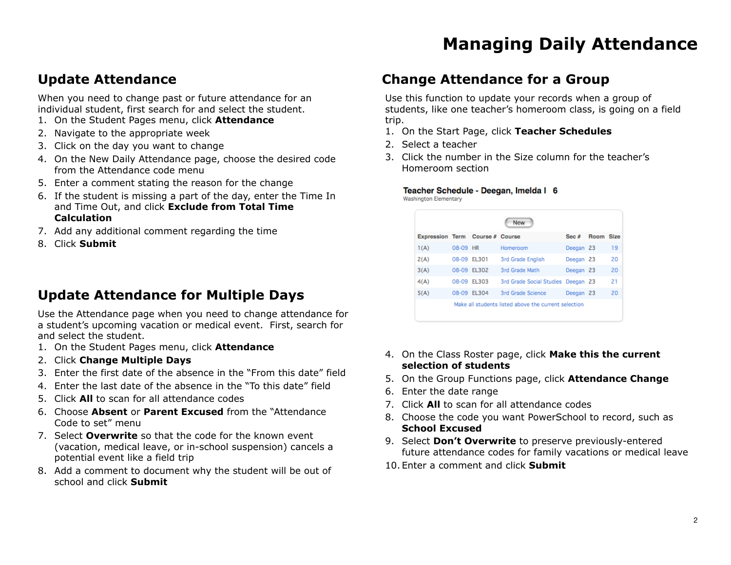# Managing Daily Attendance

## Update Attendance

When you need to change past or future attendance for an individual student, first search for and select the student.

1. On the Student Pages menu, click **Attendance**
2. Navigate to the appropriate week
3. Click on the day you want to change
4. On the New Daily Attendance page, choose the desired code from the Attendance code menu
5. Enter a comment stating the reason for the change
6. If the student is missing a part of the day, enter the Time In and Time Out, and click **Exclude from Total Time Calculation**
7. Add any additional comment regarding the time
8. Click **Submit**

## Update Attendance for Multiple Days

Use the Attendance page when you need to change attendance for a student's upcoming vacation or medical event. First, search for and select the student.

1. On the Student Pages menu, click **Attendance**
2. Click **Change Multiple Days**
3. Enter the first date of the absence in the "From this date" field
4. Enter the last date of the absence in the "To this date" field
5. Click **All** to scan for all attendance codes
6. Choose **Absent** or **Parent Excused** from the "Attendance Code to set" menu
7. Select **Overwrite** so that the code for the known event (vacation, medical leave, or in-school suspension) cancels a potential event like a field trip
8. Add a comment to document why the student will be out of school and click **Submit**

## Change Attendance for a Group

Use this function to update your records when a group of students, like one teacher's homeroom class, is going on a field trip.

1. On the Start Page, click **Teacher Schedules**
2. Select a teacher
3. Click the number in the Size column for the teacher's Homeroom section

**Teacher Schedule - Deegan, Imelda I 6**
Washington Elementary

New

| Expression | Term | Course # | Course | Sec # | Room | Size |
|---|---|---|---|---|---|---|
| 1(A) | 08-09 | HR | Homeroom | Deegan | 23 | 19 |
| 2(A) | 08-09 | EL301 | 3rd Grade English | Deegan | 23 | 20 |
| 3(A) | 08-09 | EL302 | 3rd Grade Math | Deegan | 23 | 20 |
| 4(A) | 08-09 | EL303 | 3rd Grade Social Studies | Deegan | 23 | 21 |
| 5(A) | 08-09 | EL304 | 3rd Grade Science | Deegan | 23 | 20 |

Make all students listed above the current selection

4. On the Class Roster page, click **Make this the current selection of students**
5. On the Group Functions page, click **Attendance Change**
6. Enter the date range
7. Click **All** to scan for all attendance codes
8. Choose the code you want PowerSchool to record, such as **School Excused**
9. Select **Don't Overwrite** to preserve previously-entered future attendance codes for family vacations or medical leave
10. Enter a comment and click **Submit**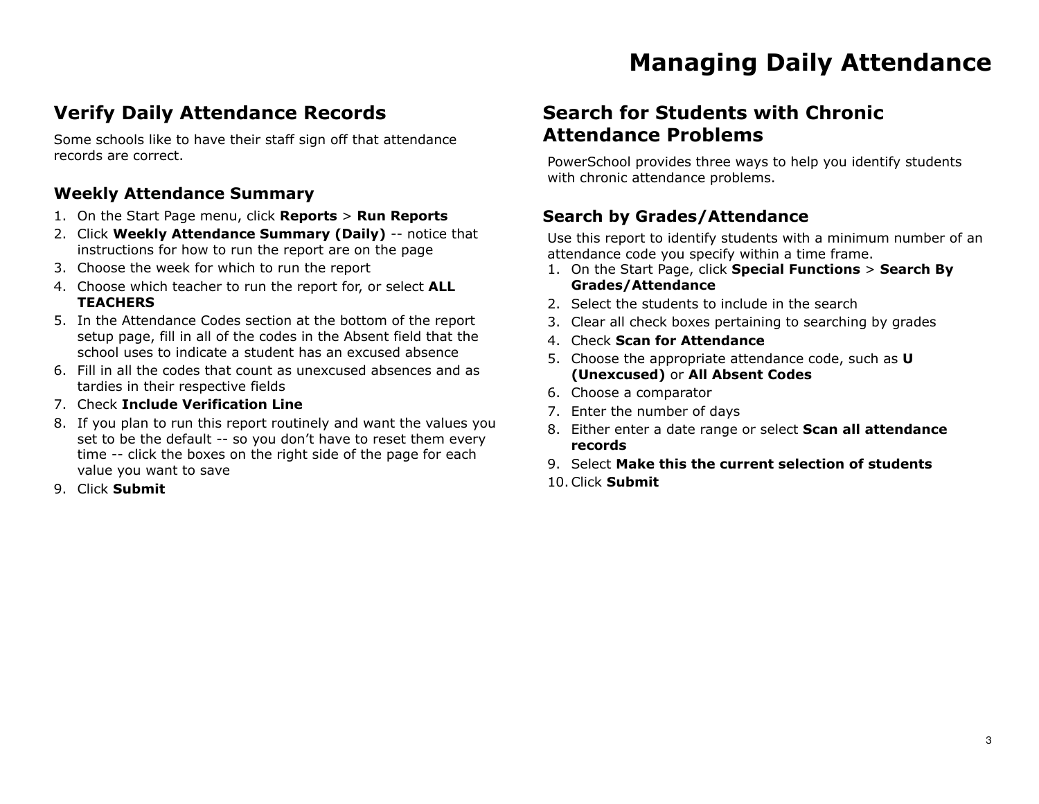# Managing Daily Attendance

## Verify Daily Attendance Records

Some schools like to have their staff sign off that attendance records are correct.

### Weekly Attendance Summary

1. On the Start Page menu, click **Reports** > **Run Reports**
2. Click **Weekly Attendance Summary (Daily)** -- notice that instructions for how to run the report are on the page
3. Choose the week for which to run the report
4. Choose which teacher to run the report for, or select **ALL TEACHERS**
5. In the Attendance Codes section at the bottom of the report setup page, fill in all of the codes in the Absent field that the school uses to indicate a student has an excused absence
6. Fill in all the codes that count as unexcused absences and as tardies in their respective fields
7. Check **Include Verification Line**
8. If you plan to run this report routinely and want the values you set to be the default -- so you don't have to reset them every time -- click the boxes on the right side of the page for each value you want to save
9. Click **Submit**

## Search for Students with Chronic Attendance Problems

PowerSchool provides three ways to help you identify students with chronic attendance problems.

### Search by Grades/Attendance

Use this report to identify students with a minimum number of an attendance code you specify within a time frame.

1. On the Start Page, click **Special Functions** > **Search By Grades/Attendance**
2. Select the students to include in the search
3. Clear all check boxes pertaining to searching by grades
4. Check **Scan for Attendance**
5. Choose the appropriate attendance code, such as **U (Unexcused)** or **All Absent Codes**
6. Choose a comparator
7. Enter the number of days
8. Either enter a date range or select **Scan all attendance records**
9. Select **Make this the current selection of students**
10. Click **Submit**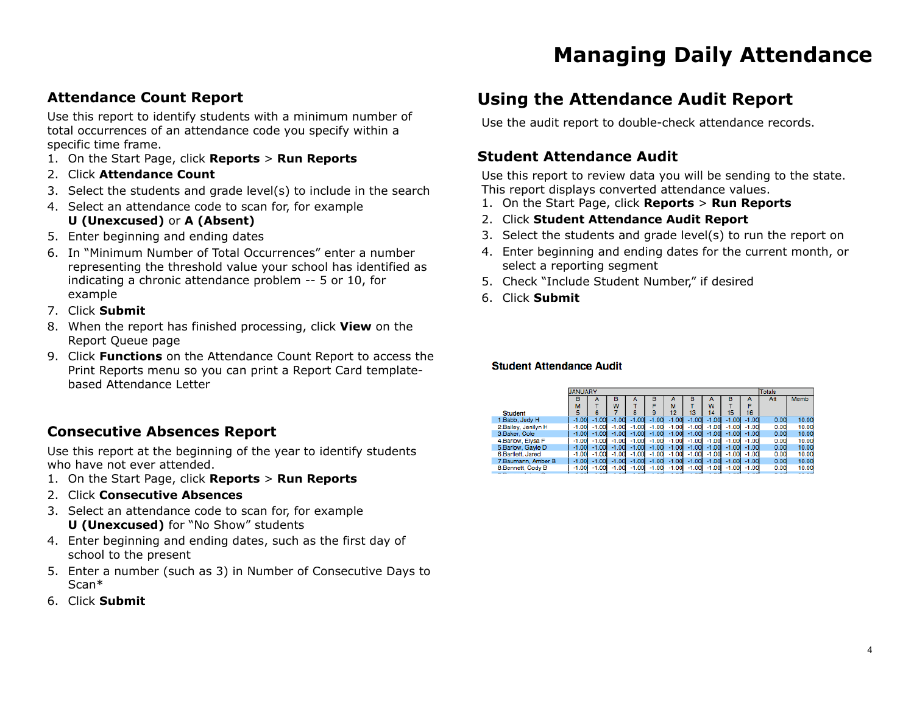# Managing Daily Attendance

## Attendance Count Report

Use this report to identify students with a minimum number of total occurrences of an attendance code you specify within a specific time frame.

1. On the Start Page, click **Reports** > **Run Reports**
2. Click **Attendance Count**
3. Select the students and grade level(s) to include in the search
4. Select an attendance code to scan for, for example **U (Unexcused)** or **A (Absent)**
5. Enter beginning and ending dates
6. In "Minimum Number of Total Occurrences" enter a number representing the threshold value your school has identified as indicating a chronic attendance problem -- 5 or 10, for example
7. Click **Submit**
8. When the report has finished processing, click **View** on the Report Queue page
9. Click **Functions** on the Attendance Count Report to access the Print Reports menu so you can print a Report Card template-based Attendance Letter

## Consecutive Absences Report

Use this report at the beginning of the year to identify students who have not ever attended.

1. On the Start Page, click **Reports** > **Run Reports**
2. Click **Consecutive Absences**
3. Select an attendance code to scan for, for example **U (Unexcused)** for "No Show" students
4. Enter beginning and ending dates, such as the first day of school to the present
5. Enter a number (such as 3) in Number of Consecutive Days to Scan*
6. Click **Submit**

## Using the Attendance Audit Report

Use the audit report to double-check attendance records.

### Student Attendance Audit

Use this report to review data you will be sending to the state. This report displays converted attendance values.

1. On the Start Page, click **Reports** > **Run Reports**
2. Click **Student Attendance Audit Report**
3. Select the students and grade level(s) to run the report on
4. Enter beginning and ending dates for the current month, or select a reporting segment
5. Check "Include Student Number," if desired
6. Click **Submit**

**Student Attendance Audit**

| | JANUARY | | | | | | | | | | | Totals | |
|---|---|---|---|---|---|---|---|---|---|---|---|---|---|
| Student | B M 5 | A T 6 | B W 7 | A T 8 | B F 9 | A M 12 | B T 13 | A W 14 | B T 15 | A F 16 | | Att | Memb |
| 1 Babb, Judy H | -1.00 | -1.00 | -1.00 | -1.00 | -1.00 | -1.00 | -1.00 | -1.00 | -1.00 | -1.00 | | 0.00 | 10.00 |
| 2 Bailey, Jenilyn H | -1.00 | -1.00 | -1.00 | -1.00 | -1.00 | -1.00 | -1.00 | -1.00 | -1.00 | -1.00 | | 0.00 | 10.00 |
| 3 Baker, Cole | -1.00 | -1.00 | -1.00 | -1.00 | -1.00 | -1.00 | -1.00 | -1.00 | -1.00 | -1.00 | | 0.00 | 10.00 |
| 4 Barlow, Elysa F | -1.00 | -1.00 | -1.00 | -1.00 | -1.00 | -1.00 | -1.00 | -1.00 | -1.00 | -1.00 | | 0.00 | 10.00 |
| 5 Barlow, Gayle D | -1.00 | -1.00 | -1.00 | -1.00 | -1.00 | -1.00 | -1.00 | -1.00 | -1.00 | -1.00 | | 0.00 | 10.00 |
| 6 Bartlett, Jared | -1.00 | -1.00 | -1.00 | -1.00 | -1.00 | -1.00 | -1.00 | -1.00 | -1.00 | -1.00 | | 0.00 | 10.00 |
| 7 Baumann, Amber B | -1.00 | -1.00 | -1.00 | -1.00 | -1.00 | -1.00 | -1.00 | -1.00 | -1.00 | -1.00 | | 0.00 | 10.00 |
| 8 Bennett, Cody B | -1.00 | -1.00 | -1.00 | -1.00 | -1.00 | -1.00 | -1.00 | -1.00 | -1.00 | -1.00 | | 0.00 | 10.00 |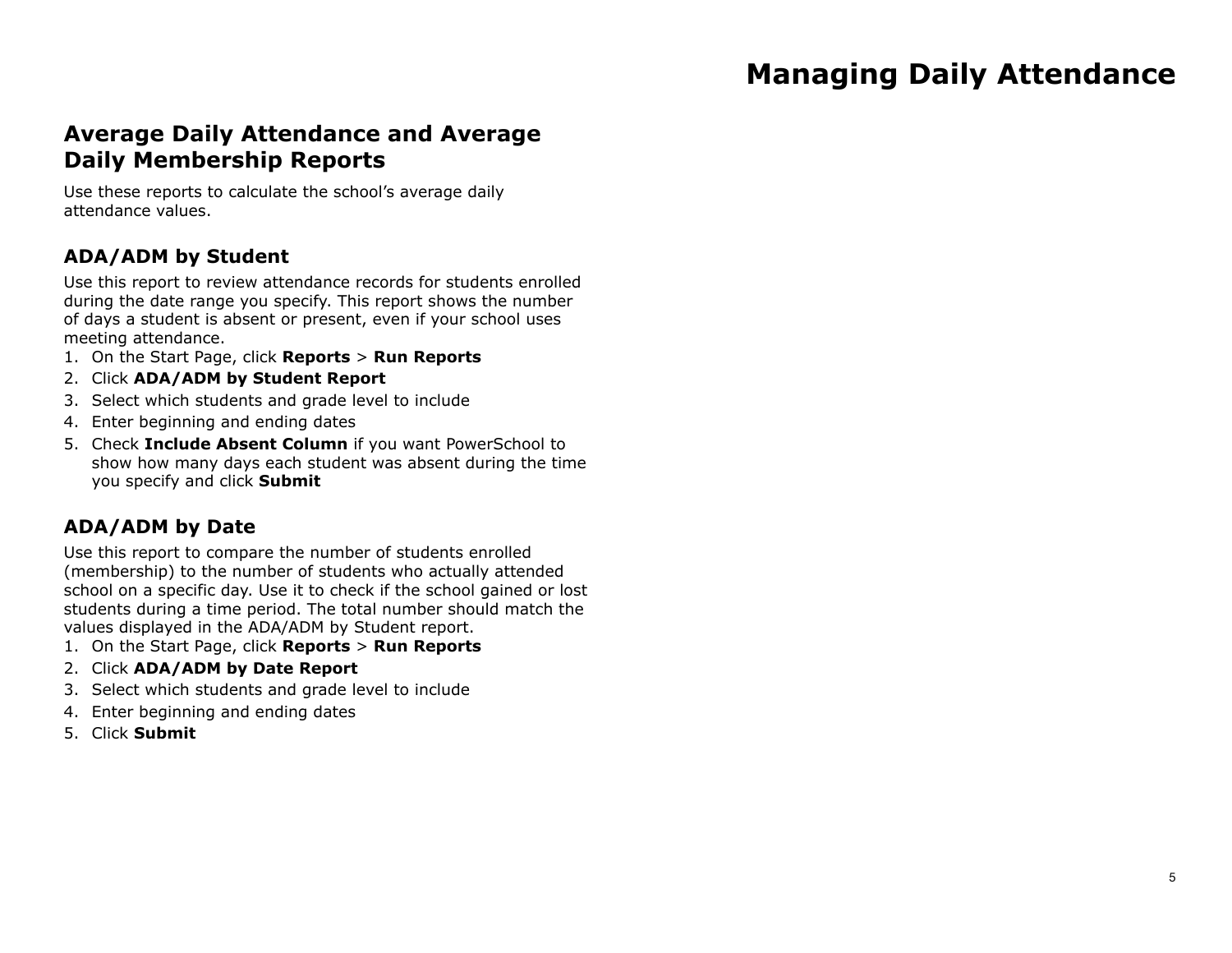# Managing Daily Attendance

## Average Daily Attendance and Average Daily Membership Reports

Use these reports to calculate the school's average daily attendance values.

### ADA/ADM by Student

Use this report to review attendance records for students enrolled during the date range you specify. This report shows the number of days a student is absent or present, even if your school uses meeting attendance.

1. On the Start Page, click **Reports** > **Run Reports**
2. Click **ADA/ADM by Student Report**
3. Select which students and grade level to include
4. Enter beginning and ending dates
5. Check **Include Absent Column** if you want PowerSchool to show how many days each student was absent during the time you specify and click **Submit**

### ADA/ADM by Date

Use this report to compare the number of students enrolled (membership) to the number of students who actually attended school on a specific day. Use it to check if the school gained or lost students during a time period. The total number should match the values displayed in the ADA/ADM by Student report.

1. On the Start Page, click **Reports** > **Run Reports**
2. Click **ADA/ADM by Date Report**
3. Select which students and grade level to include
4. Enter beginning and ending dates
5. Click **Submit**